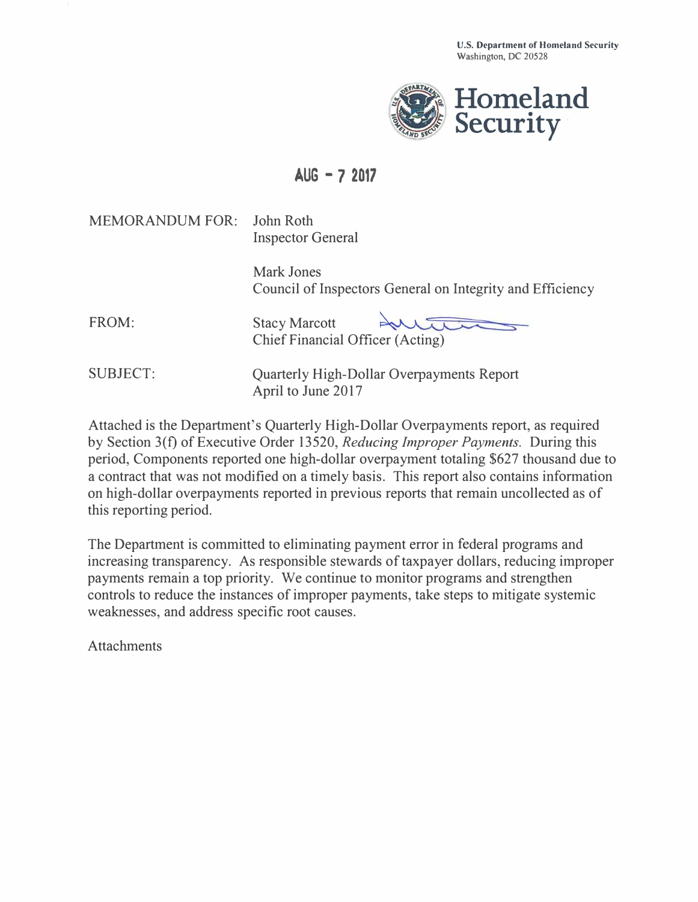U.S. Department of Homeland Security
Washington, DC 20528

**Homeland Security**

**AUG - 7 2017**

MEMORANDUM FOR: John Roth
Inspector General

Mark Jones
Council of Inspectors General on Integrity and Efficiency

FROM: Stacy Marcott
Chief Financial Officer (Acting)

SUBJECT: Quarterly High-Dollar Overpayments Report
April to June 2017

Attached is the Department's Quarterly High-Dollar Overpayments report, as required by Section 3(f) of Executive Order 13520, *Reducing Improper Payments.* During this period, Components reported one high-dollar overpayment totaling $627 thousand due to a contract that was not modified on a timely basis. This report also contains information on high-dollar overpayments reported in previous reports that remain uncollected as of this reporting period.

The Department is committed to eliminating payment error in federal programs and increasing transparency. As responsible stewards of taxpayer dollars, reducing improper payments remain a top priority. We continue to monitor programs and strengthen controls to reduce the instances of improper payments, take steps to mitigate systemic weaknesses, and address specific root causes.

Attachments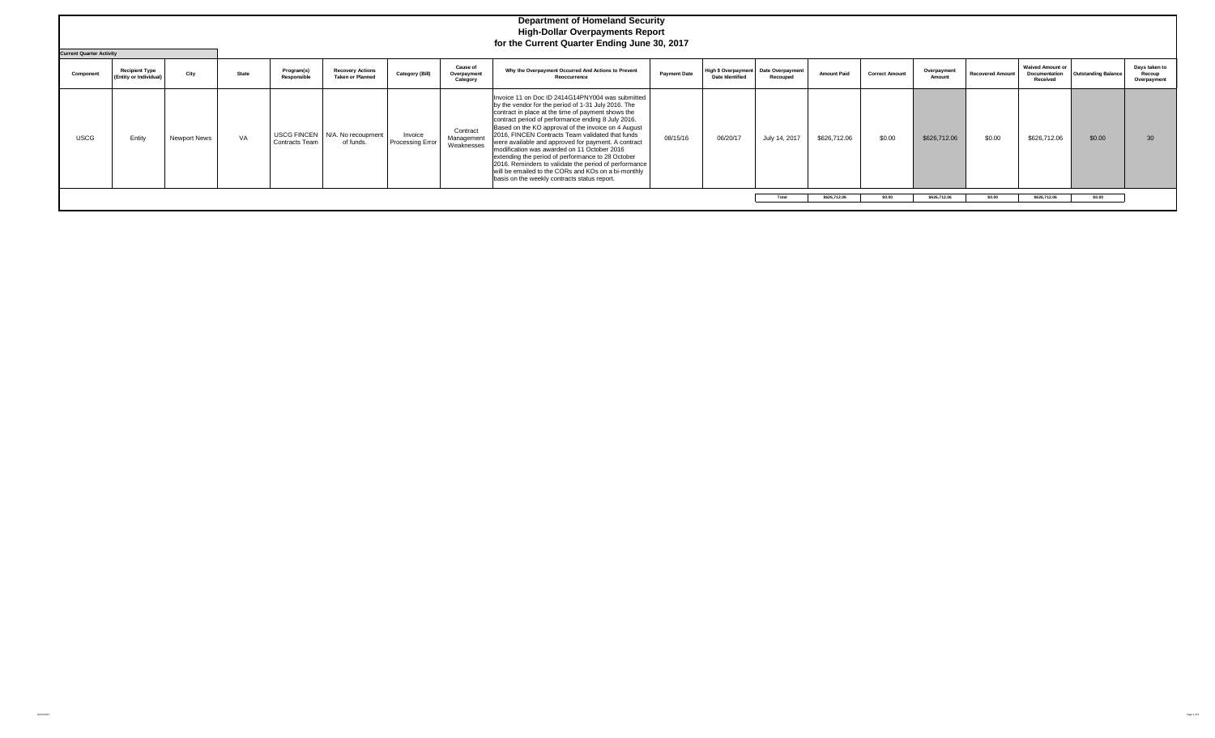# Department of Homeland Security
## High-Dollar Overpayments Report
### for the Current Quarter Ending June 30, 2017

**Current Quarter Activity**

| Component | Recipient Type (Entity or Individual) | City | State | Program(s) Responsible | Recovery Actions Taken or Planned | Category (Bill) | Cause of Overpayment Category | Why the Overpayment Occurred And Actions to Prevent Reoccurrence | Payment Date | High $ Overpayment Date Identified | Date Overpayment Recouped | Amount Paid | Correct Amount | Overpayment Amount | Recovered Amount | Waived Amount or Documentation Received | Outstanding Balance | Days taken to Recoup Overpayment |
|---|---|---|---|---|---|---|---|---|---|---|---|---|---|---|---|---|---|---|
| USCG | Entity | Newport News | VA | USCG FINCEN Contracts Team | N/A. No recoupment of funds. | Invoice Processing Error | Contract Management Weaknesses | Invoice 11 on Doc ID 2414G14PNY004 was submitted by the vendor for the period of 1-31 July 2016. The contract in place at the time of payment shows the contract period of performance ending 8 July 2016. Based on the KO approval of the invoice on 4 August 2016, FINCEN Contracts Team validated that funds were available and approved for payment. A contract modification was awarded on 11 October 2016 extending the period of performance to 28 October 2016. Reminders to validate the period of performance will be emailed to the CORs and KOs on a bi-monthly basis on the weekly contracts status report. | 08/15/16 | 06/20/17 | July 14, 2017 | $626,712.06 | $0.00 | $626,712.06 | $0.00 | $626,712.06 | $0.00 | 30 |
| | | | | | | | | | | | Total | $626,712.06 | $0.00 | $626,712.06 | $0.00 | $626,712.06 | $0.00 | |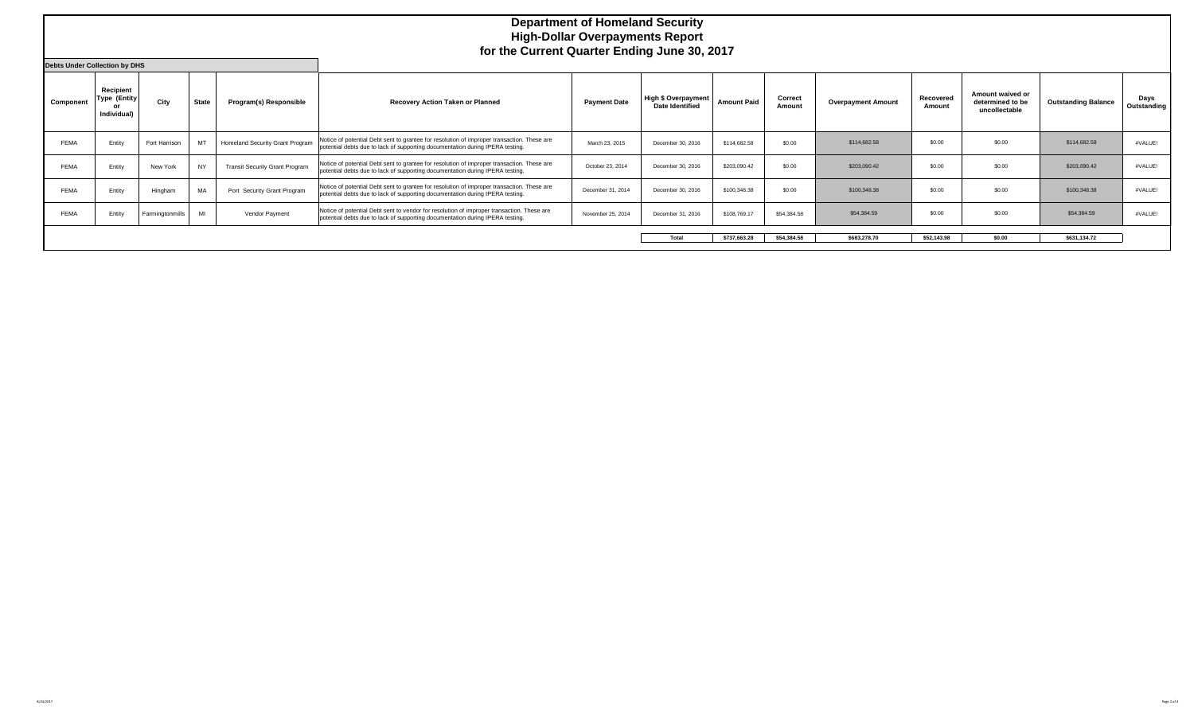# Department of Homeland Security
## High-Dollar Overpayments Report
### for the Current Quarter Ending June 30, 2017

**Debts Under Collection by DHS**

| Component | Recipient Type (Entity or Individual) | City | State | Program(s) Responsible | Recovery Action Taken or Planned | Payment Date | High $ Overpayment Date Identified | Amount Paid | Correct Amount | Overpayment Amount | Recovered Amount | Amount waived or determined to be uncollectable | Outstanding Balance | Days Outstanding |
|---|---|---|---|---|---|---|---|---|---|---|---|---|---|---|
| FEMA | Entity | Fort Harrison | MT | Homeland Security Grant Program | Notice of potential Debt sent to grantee for resolution of improper transaction. These are potential debts due to lack of supporting documentation during IPERA testing. | March 23, 2015 | December 30, 2016 | $114,682.58 | $0.00 | $114,682.58 | $0.00 | $0.00 | $114,682.58 | #VALUE! |
| FEMA | Entity | New York | NY | Transit Security Grant Program | Notice of potential Debt sent to grantee for resolution of improper transaction. These are potential debts due to lack of supporting documentation during IPERA testing. | October 23, 2014 | December 30, 2016 | $203,090.42 | $0.00 | $203,090.42 | $0.00 | $0.00 | $203,090.42 | #VALUE! |
| FEMA | Entity | Hingham | MA | Port Security Grant Program | Notice of potential Debt sent to grantee for resolution of improper transaction. These are potential debts due to lack of supporting documentation during IPERA testing. | December 31, 2014 | December 30, 2016 | $100,348.38 | $0.00 | $100,348.38 | $0.00 | $0.00 | $100,348.38 | #VALUE! |
| FEMA | Entity | Farmingtonmills | MI | Vendor Payment | Notice of potential Debt sent to vendor for resolution of improper transaction. These are potential debts due to lack of supporting documentation during IPERA testing. | November 25, 2014 | December 31, 2016 | $108,769.17 | $54,384.58 | $54,384.59 | $0.00 | $0.00 | $54,384.59 | #VALUE! |
| | | | | | | | Total | $737,663.28 | $54,384.58 | $683,278.70 | $52,143.98 | $0.00 | $631,134.72 | |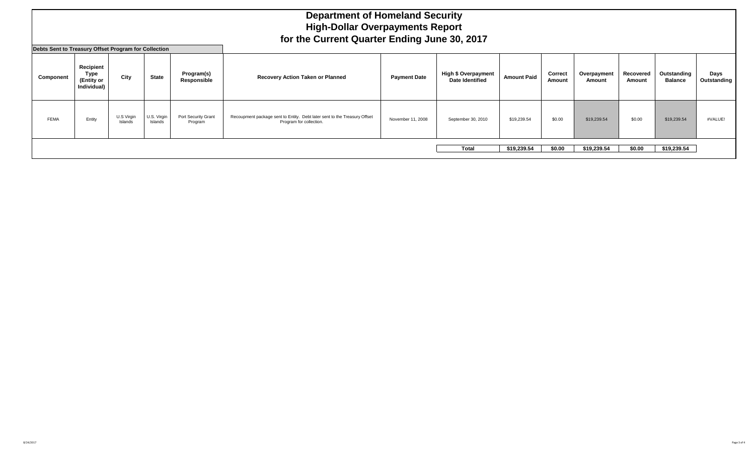# Department of Homeland Security
# High-Dollar Overpayments Report
# for the Current Quarter Ending June 30, 2017

**Debts Sent to Treasury Offset Program for Collection**

| Component | Recipient Type (Entity or Individual) | City | State | Program(s) Responsible | Recovery Action Taken or Planned | Payment Date | High $ Overpayment Date Identified | Amount Paid | Correct Amount | Overpayment Amount | Recovered Amount | Outstanding Balance | Days Outstanding |
|---|---|---|---|---|---|---|---|---|---|---|---|---|---|
| FEMA | Entity | U.S Virgin Islands | U.S. Virgin Islands | Port Security Grant Program | Recoupment package sent to Entity. Debt later sent to the Treasury Offset Program for collection. | November 11, 2008 | September 30, 2010 | $19,239.54 | $0.00 | $19,239.54 | $0.00 | $19,239.54 | #VALUE! |
| | | | | | | | **Total** | **$19,239.54** | **$0.00** | **$19,239.54** | **$0.00** | **$19,239.54** | |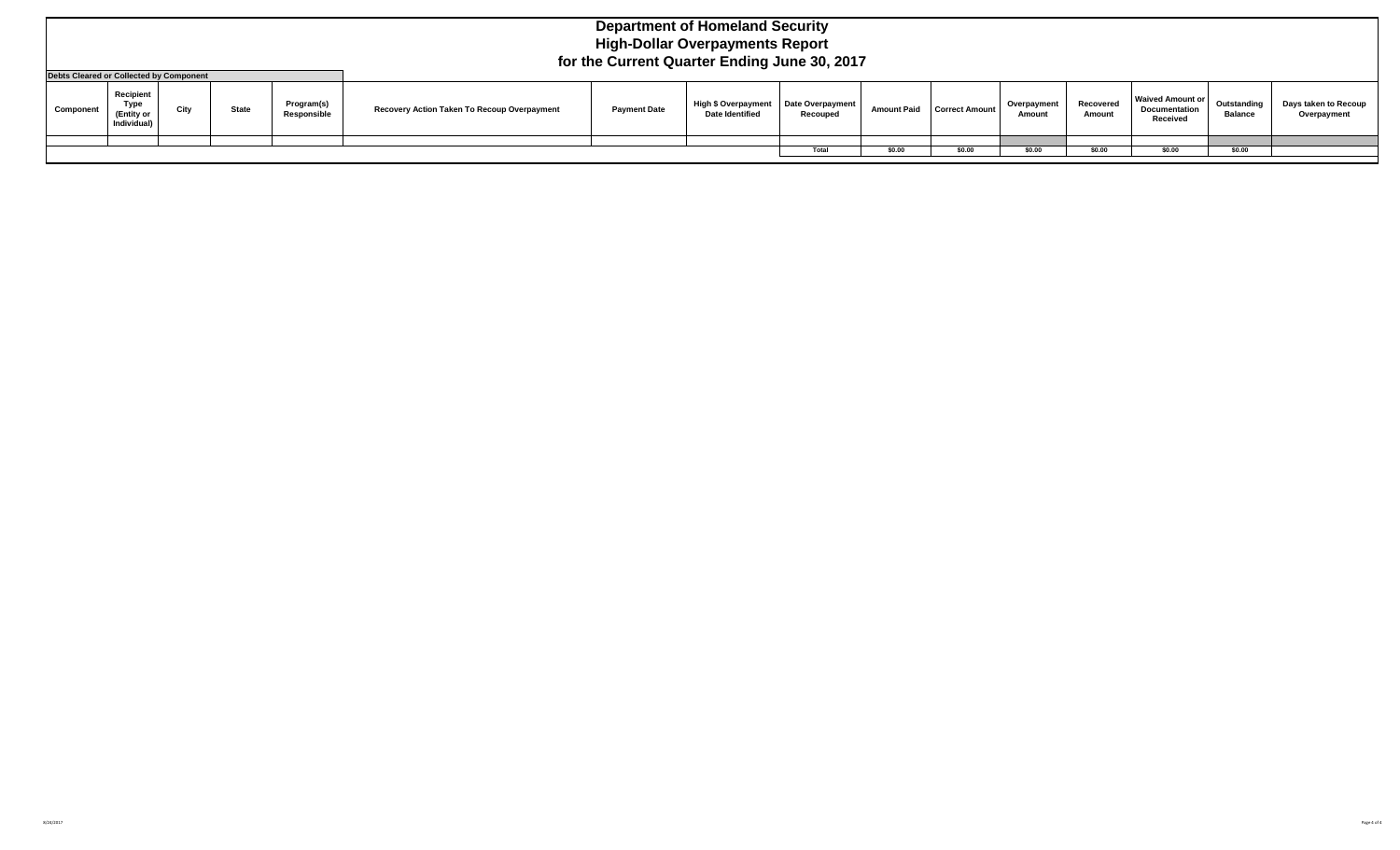# Department of Homeland Security
# High-Dollar Overpayments Report
# for the Current Quarter Ending June 30, 2017

**Debts Cleared or Collected by Component**

| Component | Recipient Type (Entity or Individual) | City | State | Program(s) Responsible | Recovery Action Taken To Recoup Overpayment | Payment Date | High $ Overpayment Date Identified | Date Overpayment Recouped | Amount Paid | Correct Amount | Overpayment Amount | Recovered Amount | Waived Amount or Documentation Received | Outstanding Balance | Days taken to Recoup Overpayment |
|---|---|---|---|---|---|---|---|---|---|---|---|---|---|---|---|
| | | | | | | | | | | | | | | | |
| | | | | | | | | Total | $0.00 | $0.00 | $0.00 | $0.00 | $0.00 | $0.00 | |

6/24/2017